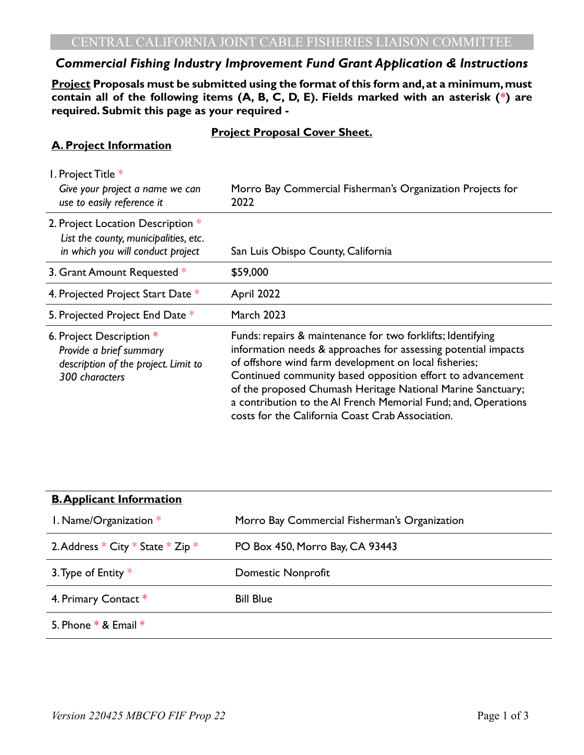CENTRAL CALIFORNIA JOINT CABLE FISHERIES LIAISON COMMITTEE

# *Commercial Fishing Industry Improvement Fund Grant Application & Instructions*

**Project Proposals must be submitted using the format of this form and, at a minimum, must contain all of the following items (A, B, C, D, E). Fields marked with an asterisk (*) are required. Submit this page as your required -**

**Project Proposal Cover Sheet.**

## A. Project Information

| | |
|---|---|
| 1. Project Title * <br> *Give your project a name we can use to easily reference it* | Morro Bay Commercial Fisherman's Organization Projects for 2022 |
| 2. Project Location Description * <br> *List the county, municipalities, etc. in which you will conduct project* | San Luis Obispo County, California |
| 3. Grant Amount Requested * | $59,000 |
| 4. Projected Project Start Date * | April 2022 |
| 5. Projected Project End Date * | March 2023 |
| 6. Project Description * <br> *Provide a brief summary description of the project. Limit to 300 characters* | Funds: repairs & maintenance for two forklifts; Identifying information needs & approaches for assessing potential impacts of offshore wind farm development on local fisheries; Continued community based opposition effort to advancement of the proposed Chumash Heritage National Marine Sanctuary; a contribution to the Al French Memorial Fund; and, Operations costs for the California Coast Crab Association. |

## B. Applicant Information

| | |
|---|---|
| 1. Name/Organization * | Morro Bay Commercial Fisherman's Organization |
| 2. Address * City * State * Zip * | PO Box 450, Morro Bay, CA 93443 |
| 3. Type of Entity * | Domestic Nonprofit |
| 4. Primary Contact * | Bill Blue |
| 5. Phone * & Email * | |

*Version 220425 MBCFO FIF Prop 22*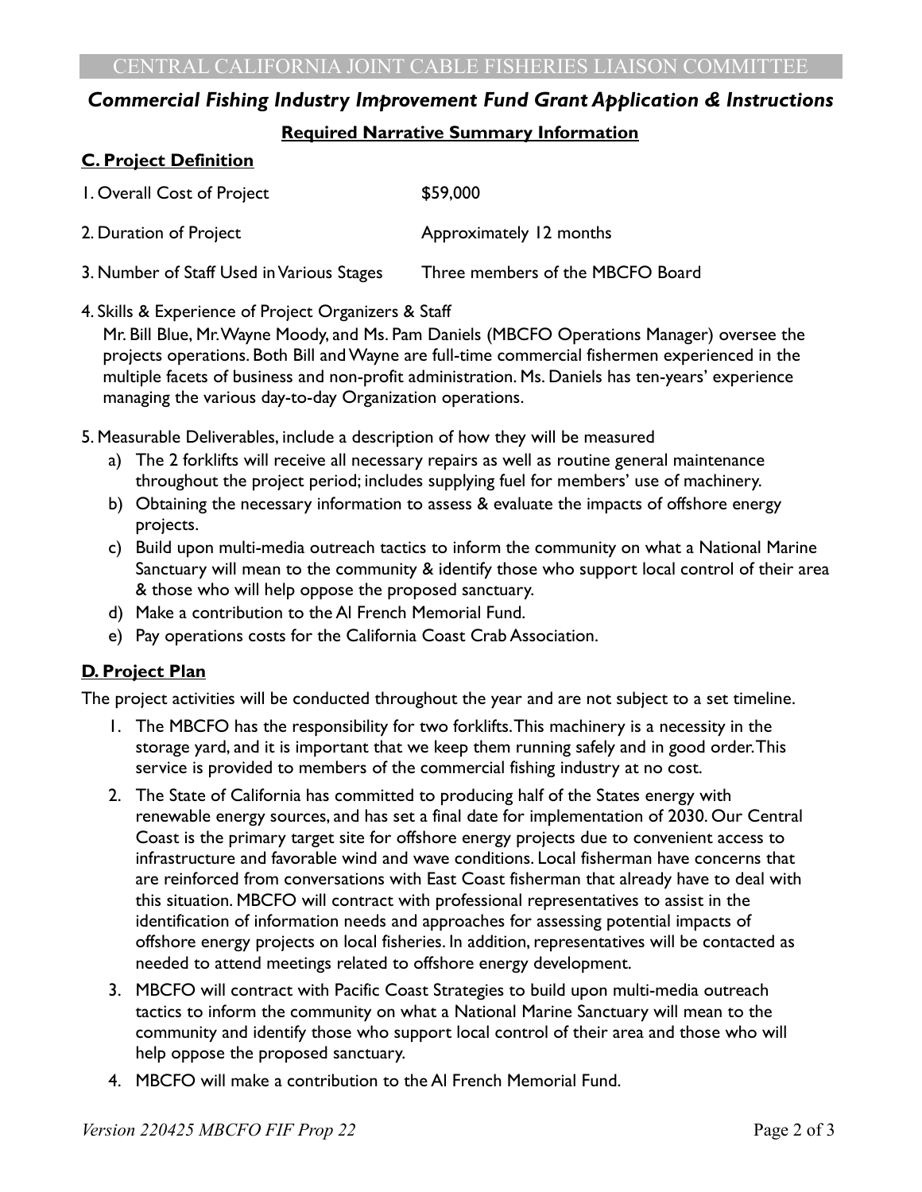CENTRAL CALIFORNIA JOINT CABLE FISHERIES LIAISON COMMITTEE

## *Commercial Fishing Industry Improvement Fund Grant Application & Instructions*

**Required Narrative Summary Information**

### C. Project Definition

| | |
|---|---|
| 1. Overall Cost of Project | $59,000 |
| 2. Duration of Project | Approximately 12 months |
| 3. Number of Staff Used in Various Stages | Three members of the MBCFO Board |

4. Skills & Experience of Project Organizers & Staff
   Mr. Bill Blue, Mr. Wayne Moody, and Ms. Pam Daniels (MBCFO Operations Manager) oversee the projects operations. Both Bill and Wayne are full-time commercial fishermen experienced in the multiple facets of business and non-profit administration. Ms. Daniels has ten-years' experience managing the various day-to-day Organization operations.

5. Measurable Deliverables, include a description of how they will be measured
   a) The 2 forklifts will receive all necessary repairs as well as routine general maintenance throughout the project period; includes supplying fuel for members' use of machinery.
   b) Obtaining the necessary information to assess & evaluate the impacts of offshore energy projects.
   c) Build upon multi-media outreach tactics to inform the community on what a National Marine Sanctuary will mean to the community & identify those who support local control of their area & those who will help oppose the proposed sanctuary.
   d) Make a contribution to the Al French Memorial Fund.
   e) Pay operations costs for the California Coast Crab Association.

### D. Project Plan

The project activities will be conducted throughout the year and are not subject to a set timeline.

1. The MBCFO has the responsibility for two forklifts. This machinery is a necessity in the storage yard, and it is important that we keep them running safely and in good order. This service is provided to members of the commercial fishing industry at no cost.
2. The State of California has committed to producing half of the States energy with renewable energy sources, and has set a final date for implementation of 2030. Our Central Coast is the primary target site for offshore energy projects due to convenient access to infrastructure and favorable wind and wave conditions. Local fisherman have concerns that are reinforced from conversations with East Coast fisherman that already have to deal with this situation. MBCFO will contract with professional representatives to assist in the identification of information needs and approaches for assessing potential impacts of offshore energy projects on local fisheries. In addition, representatives will be contacted as needed to attend meetings related to offshore energy development.
3. MBCFO will contract with Pacific Coast Strategies to build upon multi-media outreach tactics to inform the community on what a National Marine Sanctuary will mean to the community and identify those who support local control of their area and those who will help oppose the proposed sanctuary.
4. MBCFO will make a contribution to the Al French Memorial Fund.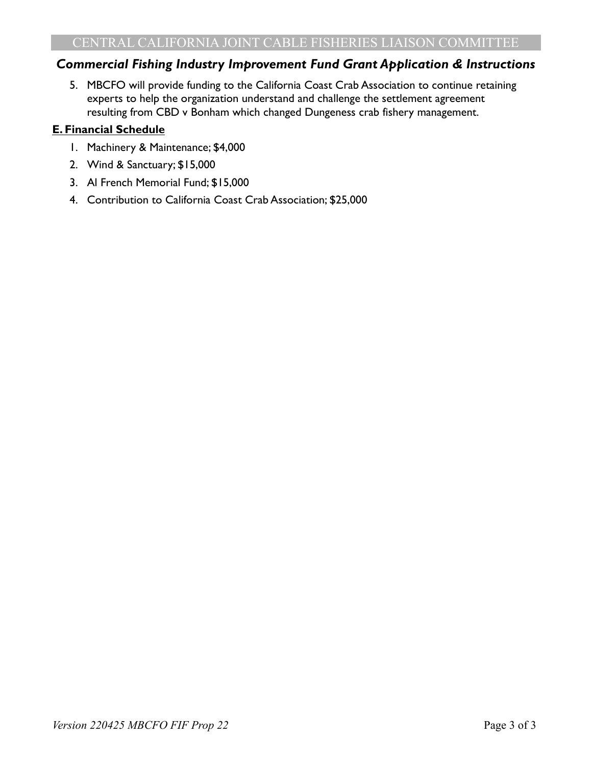5. MBCFO will provide funding to the California Coast Crab Association to continue retaining experts to help the organization understand and challenge the settlement agreement resulting from CBD v Bonham which changed Dungeness crab fishery management.

**E. Financial Schedule**

1. Machinery & Maintenance; $4,000
2. Wind & Sanctuary; $15,000
3. Al French Memorial Fund; $15,000
4. Contribution to California Coast Crab Association; $25,000